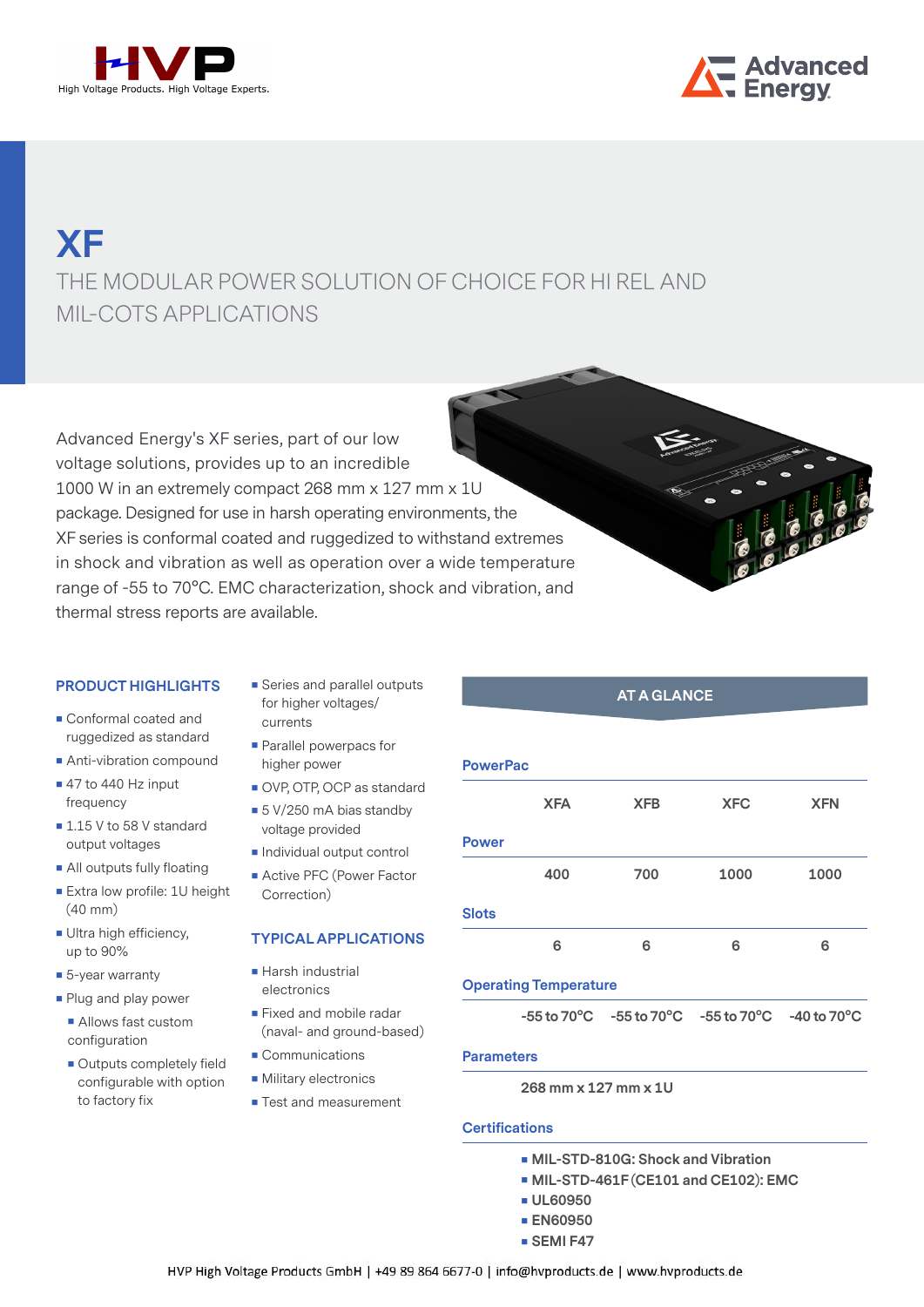High Voltage Products. High Voltage Experts.

# XF

## THE MODULAR POWER SOLUTION OF CHOICE FOR HI REL AND MIL-COTS APPLICATIONS

Advanced Energy's XF series, part of our low voltage solutions, provides up to an incredible 1000 W in an extremely compact 268 mm x 127 mm x 1U package. Designed for use in harsh operating environments, the XF series is conformal coated and ruggedized to withstand extremes in shock and vibration as well as operation over a wide temperature range of -55 to 70°C. EMC characterization, shock and vibration, and thermal stress reports are available.

### PRODUCT HIGHLIGHTS

- Conformal coated and ruggedized as standard
- Anti-vibration compound
- 47 to 440 Hz input frequency
- 1.15 V to 58 V standard output voltages
- All outputs fully floating
- Extra low profile: 1U height (40 mm)
- Ultra high efficiency, up to 90%
- 5-year warranty
- Plug and play power
  - Allows fast custom configuration
  - Outputs completely field configurable with option to factory fix
- Series and parallel outputs for higher voltages/ currents
- Parallel powerpacs for higher power
- OVP, OTP, OCP as standard
- 5 V/250 mA bias standby voltage provided
- Individual output control
- Active PFC (Power Factor Correction)

### TYPICAL APPLICATIONS

- Harsh industrial electronics
- Fixed and mobile radar (naval- and ground-based)
- Communications
- Military electronics
- Test and measurement

### AT A GLANCE

| PowerPac | XFA | XFB | XFC | XFN |
|---|---|---|---|---|
| Power | 400 | 700 | 1000 | 1000 |
| Slots | 6 | 6 | 6 | 6 |
| Operating Temperature | -55 to 70°C | -55 to 70°C | -55 to 70°C | -40 to 70°C |

**Parameters**

268 mm x 127 mm x 1U

**Certifications**

- MIL-STD-810G: Shock and Vibration
- MIL-STD-461F (CE101 and CE102): EMC
- UL60950
- EN60950
- SEMI F47

HVP High Voltage Products GmbH | +49 89 864 6677-0 | info@hvproducts.de | www.hvproducts.de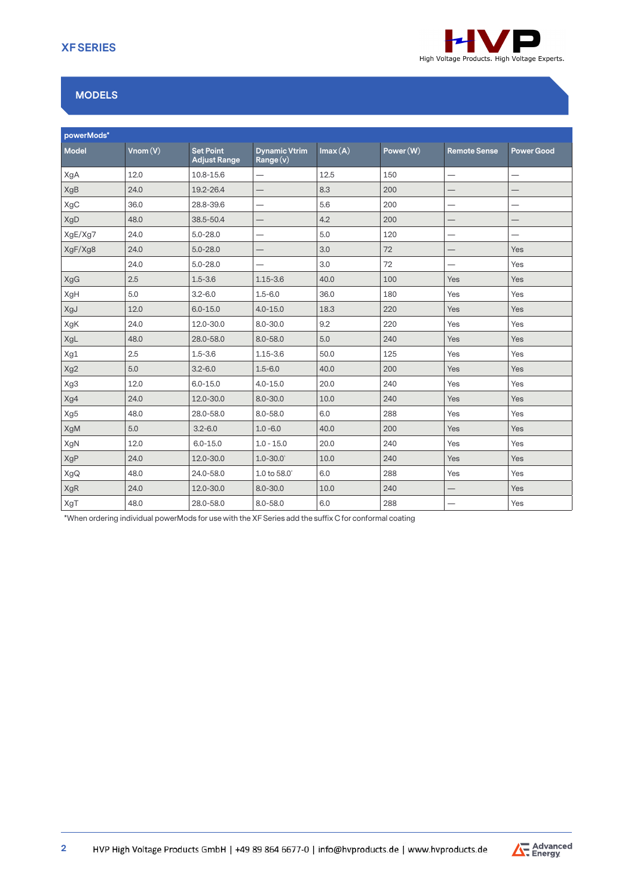## MODELS

| powerMods* | | | | | | | |
|---|---|---|---|---|---|---|---|
| Model | Vnom (V) | Set Point Adjust Range | Dynamic Vtrim Range (v) | Imax (A) | Power (W) | Remote Sense | Power Good |
| XgA | 12.0 | 10.8-15.6 | — | 12.5 | 150 | — | — |
| XgB | 24.0 | 19.2-26.4 | — | 8.3 | 200 | — | — |
| XgC | 36.0 | 28.8-39.6 | — | 5.6 | 200 | — | — |
| XgD | 48.0 | 38.5-50.4 | — | 4.2 | 200 | — | — |
| XgE/Xg7 | 24.0 | 5.0-28.0 | — | 5.0 | 120 | — | — |
| XgF/Xg8 | 24.0 | 5.0-28.0 | — | 3.0 | 72 | — | Yes |
| | 24.0 | 5.0-28.0 | — | 3.0 | 72 | — | Yes |
| XgG | 2.5 | 1.5-3.6 | 1.15-3.6 | 40.0 | 100 | Yes | Yes |
| XgH | 5.0 | 3.2-6.0 | 1.5-6.0 | 36.0 | 180 | Yes | Yes |
| XgJ | 12.0 | 6.0-15.0 | 4.0-15.0 | 18.3 | 220 | Yes | Yes |
| XgK | 24.0 | 12.0-30.0 | 8.0-30.0 | 9.2 | 220 | Yes | Yes |
| XgL | 48.0 | 28.0-58.0 | 8.0-58.0 | 5.0 | 240 | Yes | Yes |
| Xg1 | 2.5 | 1.5-3.6 | 1.15-3.6 | 50.0 | 125 | Yes | Yes |
| Xg2 | 5.0 | 3.2-6.0 | 1.5-6.0 | 40.0 | 200 | Yes | Yes |
| Xg3 | 12.0 | 6.0-15.0 | 4.0-15.0 | 20.0 | 240 | Yes | Yes |
| Xg4 | 24.0 | 12.0-30.0 | 8.0-30.0 | 10.0 | 240 | Yes | Yes |
| Xg5 | 48.0 | 28.0-58.0 | 8.0-58.0 | 6.0 | 288 | Yes | Yes |
| XgM | 5.0 | 3.2-6.0 | 1.0 -6.0 | 40.0 | 200 | Yes | Yes |
| XgN | 12.0 | 6.0-15.0 | 1.0 - 15.0 | 20.0 | 240 | Yes | Yes |
| XgP | 24.0 | 12.0-30.0 | 1.0-30.0' | 10.0 | 240 | Yes | Yes |
| XgQ | 48.0 | 24.0-58.0 | 1.0 to 58.0' | 6.0 | 288 | Yes | Yes |
| XgR | 24.0 | 12.0-30.0 | 8.0-30.0 | 10.0 | 240 | — | Yes |
| XgT | 48.0 | 28.0-58.0 | 8.0-58.0 | 6.0 | 288 | — | Yes |

*When ordering individual powerMods for use with the XF Series add the suffix C for conformal coating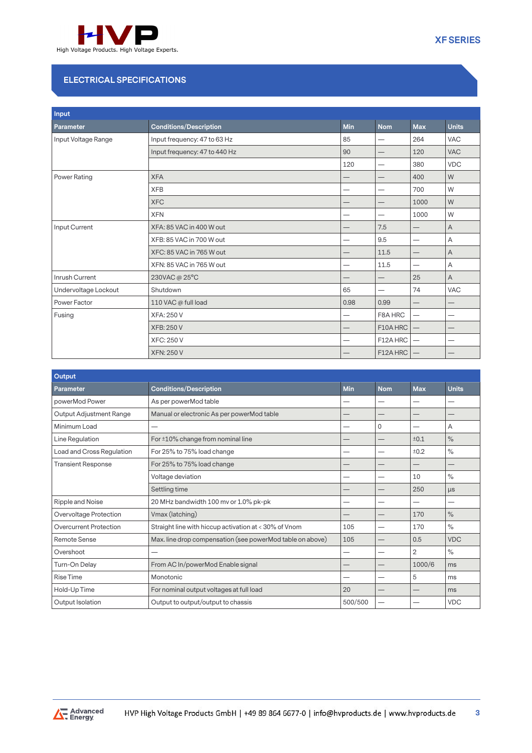## ELECTRICAL SPECIFICATIONS

**Input**

| Parameter | Conditions/Description | Min | Nom | Max | Units |
|---|---|---|---|---|---|
| Input Voltage Range | Input frequency: 47 to 63 Hz | 85 | — | 264 | VAC |
| | Input frequency: 47 to 440 Hz | 90 | — | 120 | VAC |
| | | 120 | — | 380 | VDC |
| Power Rating | XFA | — | — | 400 | W |
| | XFB | — | — | 700 | W |
| | XFC | — | — | 1000 | W |
| | XFN | — | — | 1000 | W |
| Input Current | XFA: 85 VAC in 400 W out | — | 7.5 | — | A |
| | XFB: 85 VAC in 700 W out | — | 9.5 | — | A |
| | XFC: 85 VAC in 765 W out | — | 11.5 | — | A |
| | XFN: 85 VAC in 765 W out | — | 11.5 | — | A |
| Inrush Current | 230VAC @ 25°C | — | — | 25 | A |
| Undervoltage Lockout | Shutdown | 65 | — | 74 | VAC |
| Power Factor | 110 VAC @ full load | 0.98 | 0.99 | — | — |
| Fusing | XFA: 250 V | — | F8A HRC | — | — |
| | XFB: 250 V | — | F10A HRC | — | — |
| | XFC: 250 V | — | F12A HRC | — | — |
| | XFN: 250 V | — | F12A HRC | — | — |

**Output**

| Parameter | Conditions/Description | Min | Nom | Max | Units |
|---|---|---|---|---|---|
| powerMod Power | As per powerMod table | — | — | — | — |
| Output Adjustment Range | Manual or electronic As per powerMod table | — | — | — | — |
| Minimum Load | — | — | 0 | — | A |
| Line Regulation | For ±10% change from nominal line | — | — | ±0.1 | % |
| Load and Cross Regulation | For 25% to 75% load change | — | — | ±0.2 | % |
| Transient Response | For 25% to 75% load change | — | — | — | — |
| | Voltage deviation | — | — | 10 | % |
| | Settling time | — | — | 250 | µs |
| Ripple and Noise | 20 MHz bandwidth 100 mv or 1.0% pk-pk | — | — | — | — |
| Overvoltage Protection | Vmax (latching) | — | — | 170 | % |
| Overcurrent Protection | Straight line with hiccup activation at < 30% of Vnom | 105 | — | 170 | % |
| Remote Sense | Max. line drop compensation (see powerMod table on above) | 105 | — | 0.5 | VDC |
| Overshoot | — | — | — | 2 | % |
| Turn-On Delay | From AC In/powerMod Enable signal | — | — | 1000/6 | ms |
| Rise Time | Monotonic | — | — | 5 | ms |
| Hold-Up Time | For nominal output voltages at full load | 20 | — | — | ms |
| Output Isolation | Output to output/output to chassis | 500/500 | — | — | VDC |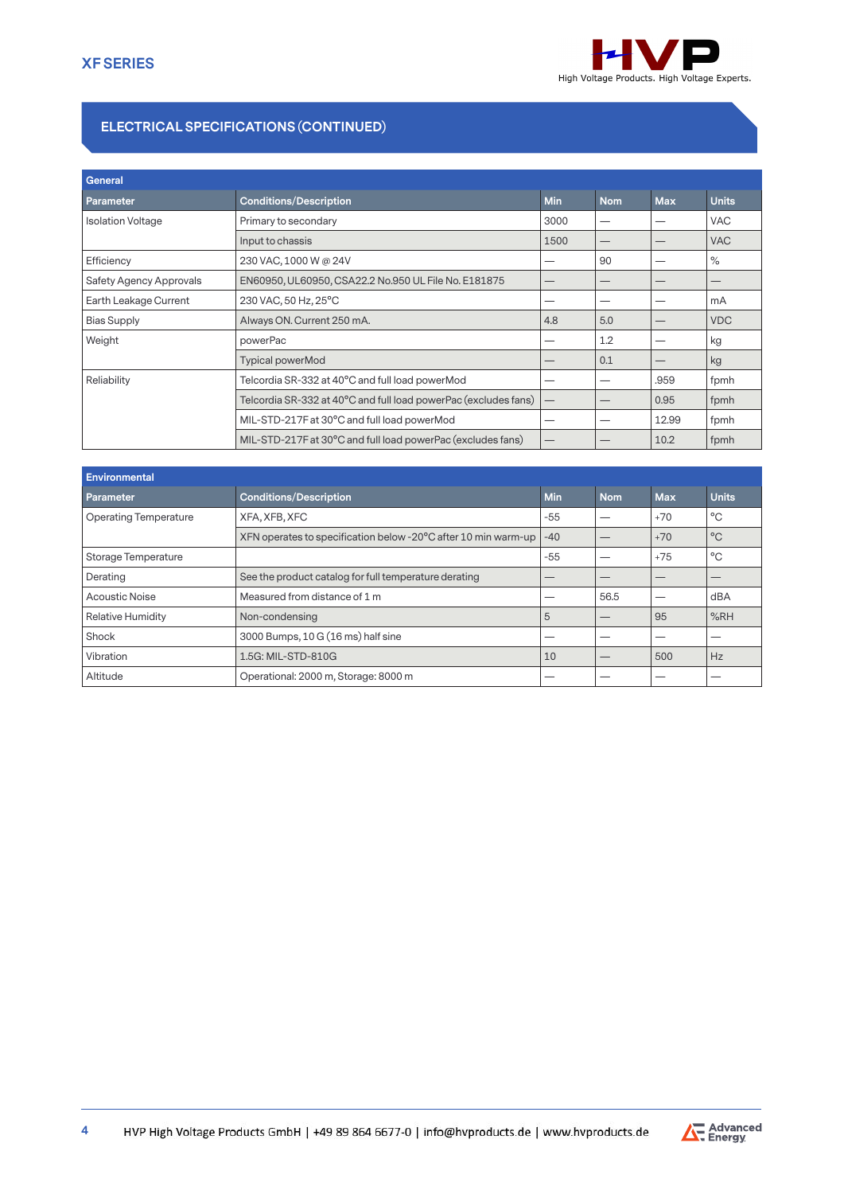## ELECTRICAL SPECIFICATIONS (CONTINUED)

| General | | | | | |
|---|---|---|---|---|---|
| **Parameter** | **Conditions/Description** | **Min** | **Nom** | **Max** | **Units** |
| Isolation Voltage | Primary to secondary | 3000 | — | — | VAC |
| | Input to chassis | 1500 | — | — | VAC |
| Efficiency | 230 VAC, 1000 W @ 24V | — | 90 | — | % |
| Safety Agency Approvals | EN60950, UL60950, CSA22.2 No.950 UL File No. E181875 | — | — | — | — |
| Earth Leakage Current | 230 VAC, 50 Hz, 25°C | — | — | — | mA |
| Bias Supply | Always ON. Current 250 mA. | 4.8 | 5.0 | — | VDC |
| Weight | powerPac | — | 1.2 | — | kg |
| | Typical powerMod | — | 0.1 | — | kg |
| Reliability | Telcordia SR-332 at 40°C and full load powerMod | — | — | .959 | fpmh |
| | Telcordia SR-332 at 40°C and full load powerPac (excludes fans) | — | — | 0.95 | fpmh |
| | MIL-STD-217F at 30°C and full load powerMod | — | — | 12.99 | fpmh |
| | MIL-STD-217F at 30°C and full load powerPac (excludes fans) | — | — | 10.2 | fpmh |

| Environmental | | | | | |
|---|---|---|---|---|---|
| **Parameter** | **Conditions/Description** | **Min** | **Nom** | **Max** | **Units** |
| Operating Temperature | XFA, XFB, XFC | -55 | — | +70 | °C |
| | XFN operates to specification below -20°C after 10 min warm-up | -40 | — | +70 | °C |
| Storage Temperature | | -55 | — | +75 | °C |
| Derating | See the product catalog for full temperature derating | — | — | — | — |
| Acoustic Noise | Measured from distance of 1 m | — | 56.5 | — | dBA |
| Relative Humidity | Non-condensing | 5 | — | 95 | %RH |
| Shock | 3000 Bumps, 10 G (16 ms) half sine | — | — | — | — |
| Vibration | 1.5G: MIL-STD-810G | 10 | — | 500 | Hz |
| Altitude | Operational: 2000 m, Storage: 8000 m | — | — | — | — |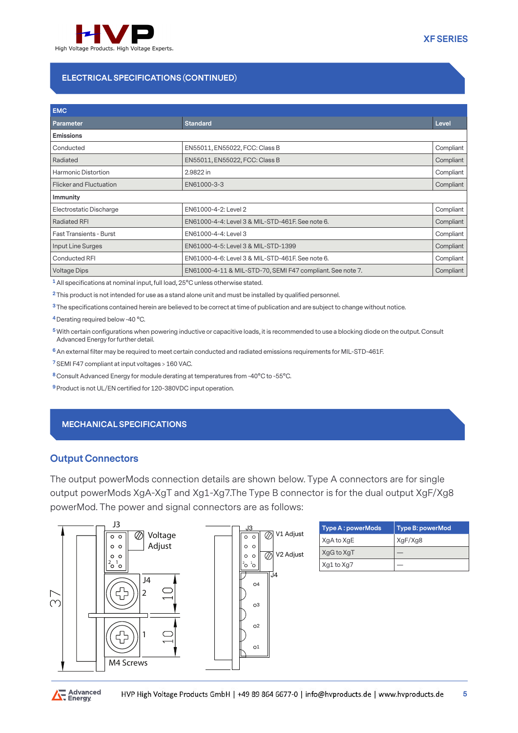## ELECTRICAL SPECIFICATIONS (CONTINUED)

| EMC | | |
|---|---|---|
| **Parameter** | **Standard** | **Level** |
| **Emissions** | | |
| Conducted | EN55011, EN55022, FCC: Class B | Compliant |
| Radiated | EN55011, EN55022, FCC: Class B | Compliant |
| Harmonic Distortion | 2.9822 in | Compliant |
| Flicker and Fluctuation | EN61000-3-3 | Compliant |
| **Immunity** | | |
| Electrostatic Discharge | EN61000-4-2: Level 2 | Compliant |
| Radiated RFI | EN61000-4-4: Level 3 & MIL-STD-461F. See note 6. | Compliant |
| Fast Transients - Burst | EN61000-4-4: Level 3 | Compliant |
| Input Line Surges | EN61000-4-5: Level 3 & MIL-STD-1399 | Compliant |
| Conducted RFI | EN61000-4-6: Level 3 & MIL-STD-461F. See note 6. | Compliant |
| Voltage Dips | EN61000-4-11 & MIL-STD-70, SEMI F47 compliant. See note 7. | Compliant |

[1] All specifications at nominal input, full load, 25°C unless otherwise stated.

[2] This product is not intended for use as a stand alone unit and must be installed by qualified personnel.

[3] The specifications contained herein are believed to be correct at time of publication and are subject to change without notice.

[4] Derating required below -40 °C.

[5] With certain configurations when powering inductive or capacitive loads, it is recommended to use a blocking diode on the output. Consult Advanced Energy for further detail.

[6] An external filter may be required to meet certain conducted and radiated emissions requirements for MIL-STD-461F.

[7] SEMI F47 compliant at input voltages > 160 VAC.

[8] Consult Advanced Energy for module derating at temperatures from -40°C to -55°C.

[9] Product is not UL/EN certified for 120-380VDC input operation.

## MECHANICAL SPECIFICATIONS

### Output Connectors

The output powerMods connection details are shown below. Type A connectors are for single output powerMods XgA-XgT and Xg1-Xg7.The Type B connector is for the dual output XgF/Xg8 powerMod. The power and signal connectors are as follows:

J3, Voltage Adjust, J4, 2, 1, 10, 10, 37, M4 Screws

J3, V1 Adjust, V2 Adjust, J4, o4, o3, o2, o1

| Type A : powerMods | Type B: powerMod |
|---|---|
| XgA to XgE | XgF/Xg8 |
| XgG to XgT | — |
| Xg1 to Xg7 | — |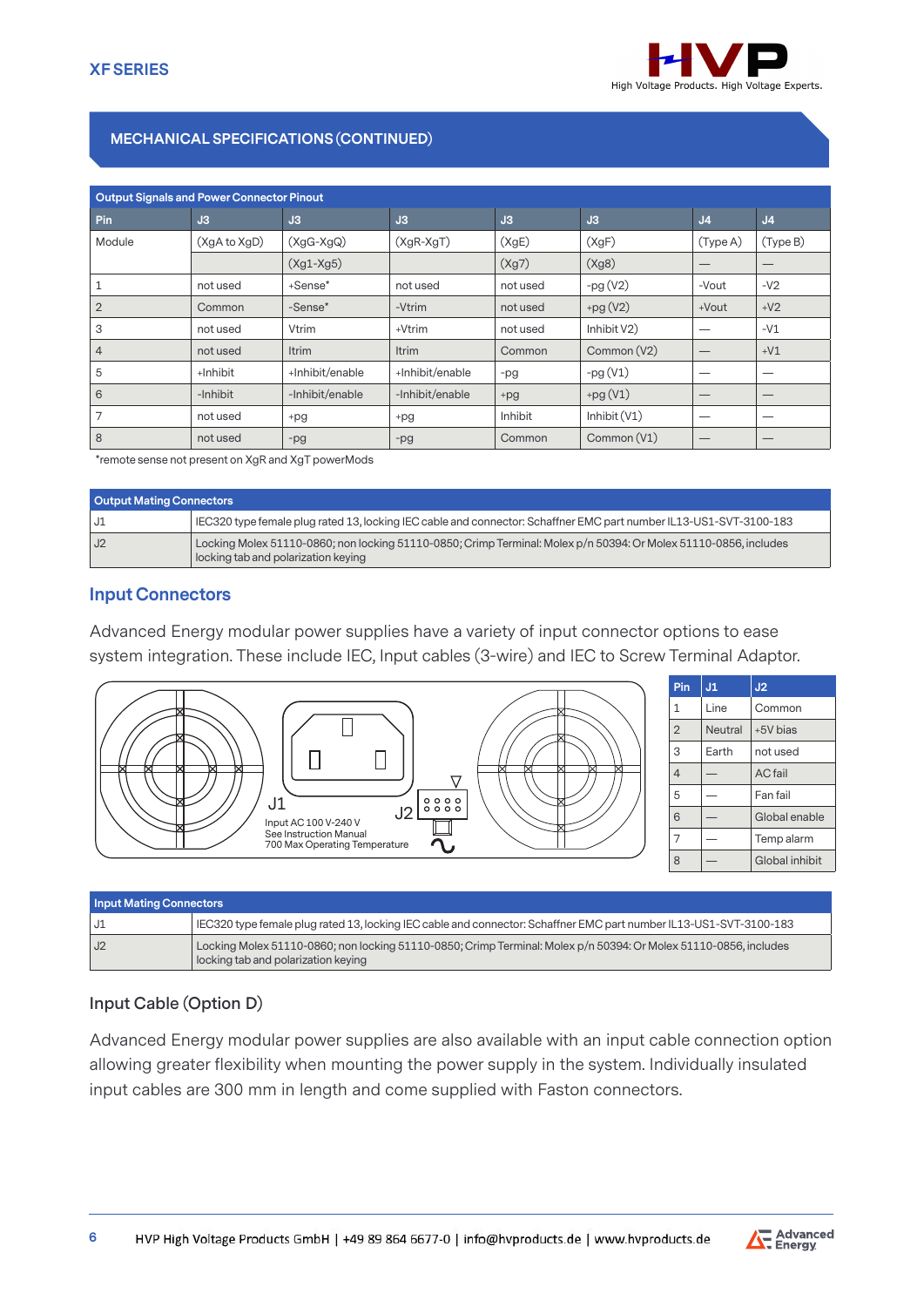## MECHANICAL SPECIFICATIONS (CONTINUED)

| Output Signals and Power Connector Pinout | | | | | | | |
|---|---|---|---|---|---|---|---|
| Pin | J3 | J3 | J3 | J3 | J3 | J4 | J4 |
| Module | (XgA to XgD) | (XgG-XgQ) | (XgR-XgT) | (XgE) | (XgF) | (Type A) | (Type B) |
| | | (Xg1-Xg5) | | (Xg7) | (Xg8) | — | — |
| 1 | not used | +Sense* | not used | not used | -pg (V2) | -Vout | -V2 |
| 2 | Common | -Sense* | -Vtrim | not used | +pg (V2) | +Vout | +V2 |
| 3 | not used | Vtrim | +Vtrim | not used | Inhibit V2) | — | -V1 |
| 4 | not used | Itrim | Itrim | Common | Common (V2) | — | +V1 |
| 5 | +Inhibit | +Inhibit/enable | +Inhibit/enable | -pg | -pg (V1) | — | — |
| 6 | -Inhibit | -Inhibit/enable | -Inhibit/enable | +pg | +pg (V1) | — | — |
| 7 | not used | +pg | +pg | Inhibit | Inhibit (V1) | — | — |
| 8 | not used | -pg | -pg | Common | Common (V1) | — | — |

*remote sense not present on XgR and XgT powerMods

| Output Mating Connectors | |
|---|---|
| J1 | IEC320 type female plug rated 13, locking IEC cable and connector: Schaffner EMC part number IL13-US1-SVT-3100-183 |
| J2 | Locking Molex 51110-0860; non locking 51110-0850; Crimp Terminal: Molex p/n 50394: Or Molex 51110-0856, includes locking tab and polarization keying |

## Input Connectors

Advanced Energy modular power supplies have a variety of input connector options to ease system integration. These include IEC, Input cables (3-wire) and IEC to Screw Terminal Adaptor.

J1
Input AC 100 V-240 V
See Instruction Manual
700 Max Operating Temperature

J2

| Pin | J1 | J2 |
|---|---|---|
| 1 | Line | Common |
| 2 | Neutral | +5V bias |
| 3 | Earth | not used |
| 4 | — | AC fail |
| 5 | — | Fan fail |
| 6 | — | Global enable |
| 7 | — | Temp alarm |
| 8 | — | Global inhibit |

| Input Mating Connectors | |
|---|---|
| J1 | IEC320 type female plug rated 13, locking IEC cable and connector: Schaffner EMC part number IL13-US1-SVT-3100-183 |
| J2 | Locking Molex 51110-0860; non locking 51110-0850; Crimp Terminal: Molex p/n 50394: Or Molex 51110-0856, includes locking tab and polarization keying |

### Input Cable (Option D)

Advanced Energy modular power supplies are also available with an input cable connection option allowing greater flexibility when mounting the power supply in the system. Individually insulated input cables are 300 mm in length and come supplied with Faston connectors.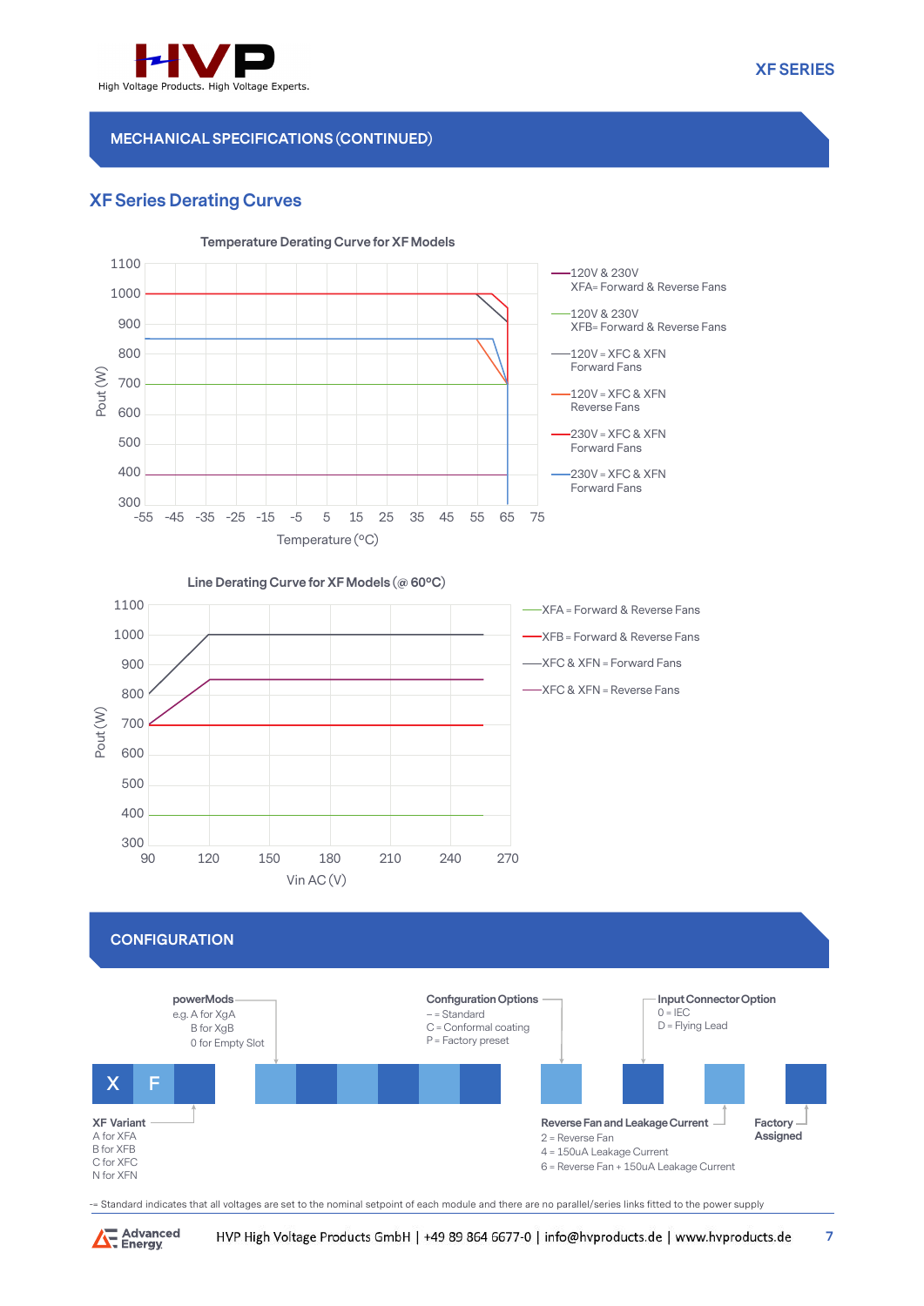## MECHANICAL SPECIFICATIONS (CONTINUED)

### XF Series Derating Curves

Temperature Derating Curve for XF Models

Pout (W)

1100
1000
900
800
700
600
500
400
300

-55 -45 -35 -25 -15 -5 5 15 25 35 45 55 65 75

Temperature (°C)

120V & 230V XFA= Forward & Reverse Fans

120V & 230V XFB= Forward & Reverse Fans

120V = XFC & XFN Forward Fans

120V = XFC & XFN Reverse Fans

230V = XFC & XFN Forward Fans

230V = XFC & XFN Forward Fans

Line Derating Curve for XF Models (@ 60°C)

Pout (W)

1100
1000
900
800
700
600
500
400
300

90 120 150 180 210 240 270

Vin AC (V)

XFA = Forward & Reverse Fans

XFB = Forward & Reverse Fans

XFC & XFN = Forward Fans

XFC & XFN = Reverse Fans

## CONFIGURATION

X F

**powerMods**
e.g. A for XgA
B for XgB
0 for Empty Slot

**Configuration Options**
– = Standard
C = Conformal coating
P = Factory preset

**Input Connector Option**
0 = IEC
D = Flying Lead

**XF Variant**
A for XFA
B for XFB
C for XFC
N for XFN

**Reverse Fan and Leakage Current**
2 = Reverse Fan
4 = 150uA Leakage Current
6 = Reverse Fan + 150uA Leakage Current

**Factory Assigned**

-= Standard indicates that all voltages are set to the nominal setpoint of each module and there are no parallel/series links fitted to the power supply

HVP High Voltage Products GmbH | +49 89 864 6677-0 | info@hvproducts.de | www.hvproducts.de